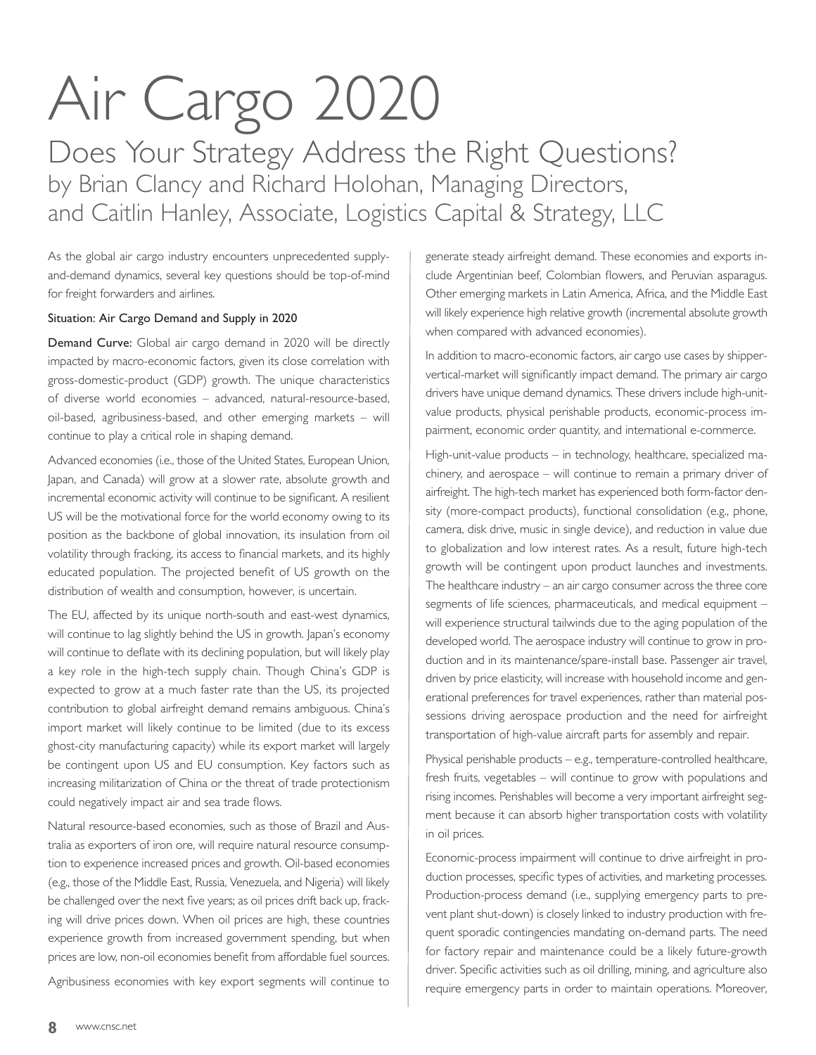# Air Cargo 2020

## Does Your Strategy Address the Right Questions?

by Brian Clancy and Richard Holohan, Managing Directors, and Caitlin Hanley, Associate, Logistics Capital & Strategy, LLC

As the global air cargo industry encounters unprecedented supply-and-demand dynamics, several key questions should be top-of-mind for freight forwarders and airlines.

### Situation: Air Cargo Demand and Supply in 2020

**Demand Curve:** Global air cargo demand in 2020 will be directly impacted by macro-economic factors, given its close correlation with gross-domestic-product (GDP) growth. The unique characteristics of diverse world economies – advanced, natural-resource-based, oil-based, agribusiness-based, and other emerging markets – will continue to play a critical role in shaping demand.

Advanced economies (i.e., those of the United States, European Union, Japan, and Canada) will grow at a slower rate, absolute growth and incremental economic activity will continue to be significant. A resilient US will be the motivational force for the world economy owing to its position as the backbone of global innovation, its insulation from oil volatility through fracking, its access to financial markets, and its highly educated population. The projected benefit of US growth on the distribution of wealth and consumption, however, is uncertain.

The EU, affected by its unique north-south and east-west dynamics, will continue to lag slightly behind the US in growth. Japan's economy will continue to deflate with its declining population, but will likely play a key role in the high-tech supply chain. Though China's GDP is expected to grow at a much faster rate than the US, its projected contribution to global airfreight demand remains ambiguous. China's import market will likely continue to be limited (due to its excess ghost-city manufacturing capacity) while its export market will largely be contingent upon US and EU consumption. Key factors such as increasing militarization of China or the threat of trade protectionism could negatively impact air and sea trade flows.

Natural resource-based economies, such as those of Brazil and Australia as exporters of iron ore, will require natural resource consumption to experience increased prices and growth. Oil-based economies (e.g., those of the Middle East, Russia, Venezuela, and Nigeria) will likely be challenged over the next five years; as oil prices drift back up, fracking will drive prices down. When oil prices are high, these countries experience growth from increased government spending, but when prices are low, non-oil economies benefit from affordable fuel sources.

Agribusiness economies with key export segments will continue to generate steady airfreight demand. These economies and exports include Argentinian beef, Colombian flowers, and Peruvian asparagus. Other emerging markets in Latin America, Africa, and the Middle East will likely experience high relative growth (incremental absolute growth when compared with advanced economies).

In addition to macro-economic factors, air cargo use cases by shipper-vertical-market will significantly impact demand. The primary air cargo drivers have unique demand dynamics. These drivers include high-unit-value products, physical perishable products, economic-process impairment, economic order quantity, and international e-commerce.

High-unit-value products – in technology, healthcare, specialized machinery, and aerospace – will continue to remain a primary driver of airfreight. The high-tech market has experienced both form-factor density (more-compact products), functional consolidation (e.g., phone, camera, disk drive, music in single device), and reduction in value due to globalization and low interest rates. As a result, future high-tech growth will be contingent upon product launches and investments. The healthcare industry – an air cargo consumer across the three core segments of life sciences, pharmaceuticals, and medical equipment – will experience structural tailwinds due to the aging population of the developed world. The aerospace industry will continue to grow in production and in its maintenance/spare-install base. Passenger air travel, driven by price elasticity, will increase with household income and generational preferences for travel experiences, rather than material possessions driving aerospace production and the need for airfreight transportation of high-value aircraft parts for assembly and repair.

Physical perishable products – e.g., temperature-controlled healthcare, fresh fruits, vegetables – will continue to grow with populations and rising incomes. Perishables will become a very important airfreight segment because it can absorb higher transportation costs with volatility in oil prices.

Economic-process impairment will continue to drive airfreight in production processes, specific types of activities, and marketing processes. Production-process demand (i.e., supplying emergency parts to prevent plant shut-down) is closely linked to industry production with frequent sporadic contingencies mandating on-demand parts. The need for factory repair and maintenance could be a likely future-growth driver. Specific activities such as oil drilling, mining, and agriculture also require emergency parts in order to maintain operations. Moreover,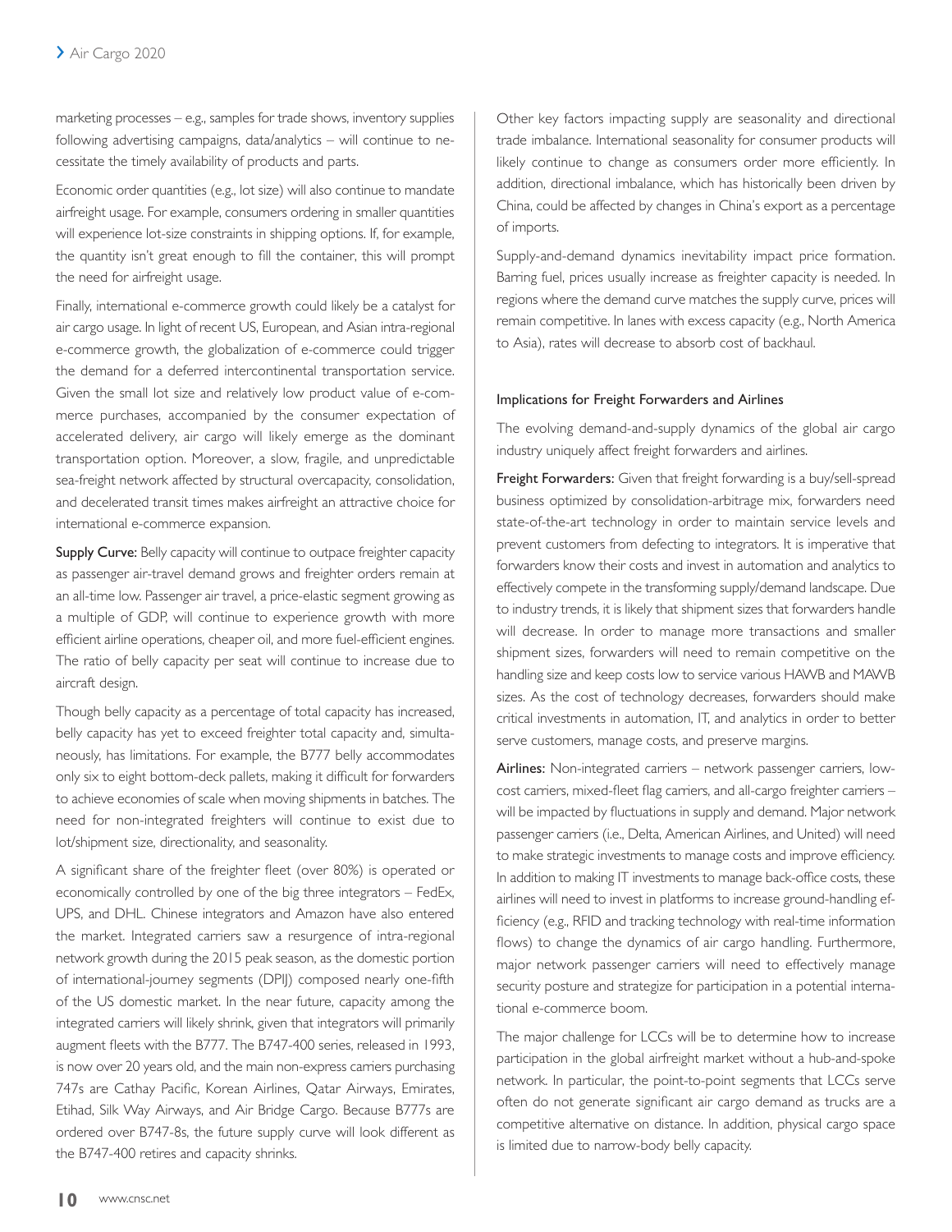marketing processes – e.g., samples for trade shows, inventory supplies following advertising campaigns, data/analytics – will continue to necessitate the timely availability of products and parts.

Economic order quantities (e.g., lot size) will also continue to mandate airfreight usage. For example, consumers ordering in smaller quantities will experience lot-size constraints in shipping options. If, for example, the quantity isn't great enough to fill the container, this will prompt the need for airfreight usage.

Finally, international e-commerce growth could likely be a catalyst for air cargo usage. In light of recent US, European, and Asian intra-regional e-commerce growth, the globalization of e-commerce could trigger the demand for a deferred intercontinental transportation service. Given the small lot size and relatively low product value of e-commerce purchases, accompanied by the consumer expectation of accelerated delivery, air cargo will likely emerge as the dominant transportation option. Moreover, a slow, fragile, and unpredictable sea-freight network affected by structural overcapacity, consolidation, and decelerated transit times makes airfreight an attractive choice for international e-commerce expansion.

**Supply Curve:** Belly capacity will continue to outpace freighter capacity as passenger air-travel demand grows and freighter orders remain at an all-time low. Passenger air travel, a price-elastic segment growing as a multiple of GDP, will continue to experience growth with more efficient airline operations, cheaper oil, and more fuel-efficient engines. The ratio of belly capacity per seat will continue to increase due to aircraft design.

Though belly capacity as a percentage of total capacity has increased, belly capacity has yet to exceed freighter total capacity and, simultaneously, has limitations. For example, the B777 belly accommodates only six to eight bottom-deck pallets, making it difficult for forwarders to achieve economies of scale when moving shipments in batches. The need for non-integrated freighters will continue to exist due to lot/shipment size, directionality, and seasonality.

A significant share of the freighter fleet (over 80%) is operated or economically controlled by one of the big three integrators – FedEx, UPS, and DHL. Chinese integrators and Amazon have also entered the market. Integrated carriers saw a resurgence of intra-regional network growth during the 2015 peak season, as the domestic portion of international-journey segments (DPIJ) composed nearly one-fifth of the US domestic market. In the near future, capacity among the integrated carriers will likely shrink, given that integrators will primarily augment fleets with the B777. The B747-400 series, released in 1993, is now over 20 years old, and the main non-express carriers purchasing 747s are Cathay Pacific, Korean Airlines, Qatar Airways, Emirates, Etihad, Silk Way Airways, and Air Bridge Cargo. Because B777s are ordered over B747-8s, the future supply curve will look different as the B747-400 retires and capacity shrinks.

Other key factors impacting supply are seasonality and directional trade imbalance. International seasonality for consumer products will likely continue to change as consumers order more efficiently. In addition, directional imbalance, which has historically been driven by China, could be affected by changes in China's export as a percentage of imports.

Supply-and-demand dynamics inevitability impact price formation. Barring fuel, prices usually increase as freighter capacity is needed. In regions where the demand curve matches the supply curve, prices will remain competitive. In lanes with excess capacity (e.g., North America to Asia), rates will decrease to absorb cost of backhaul.

## Implications for Freight Forwarders and Airlines

The evolving demand-and-supply dynamics of the global air cargo industry uniquely affect freight forwarders and airlines.

**Freight Forwarders:** Given that freight forwarding is a buy/sell-spread business optimized by consolidation-arbitrage mix, forwarders need state-of-the-art technology in order to maintain service levels and prevent customers from defecting to integrators. It is imperative that forwarders know their costs and invest in automation and analytics to effectively compete in the transforming supply/demand landscape. Due to industry trends, it is likely that shipment sizes that forwarders handle will decrease. In order to manage more transactions and smaller shipment sizes, forwarders will need to remain competitive on the handling size and keep costs low to service various HAWB and MAWB sizes. As the cost of technology decreases, forwarders should make critical investments in automation, IT, and analytics in order to better serve customers, manage costs, and preserve margins.

**Airlines:** Non-integrated carriers – network passenger carriers, low-cost carriers, mixed-fleet flag carriers, and all-cargo freighter carriers – will be impacted by fluctuations in supply and demand. Major network passenger carriers (i.e., Delta, American Airlines, and United) will need to make strategic investments to manage costs and improve efficiency. In addition to making IT investments to manage back-office costs, these airlines will need to invest in platforms to increase ground-handling efficiency (e.g., RFID and tracking technology with real-time information flows) to change the dynamics of air cargo handling. Furthermore, major network passenger carriers will need to effectively manage security posture and strategize for participation in a potential international e-commerce boom.

The major challenge for LCCs will be to determine how to increase participation in the global airfreight market without a hub-and-spoke network. In particular, the point-to-point segments that LCCs serve often do not generate significant air cargo demand as trucks are a competitive alternative on distance. In addition, physical cargo space is limited due to narrow-body belly capacity.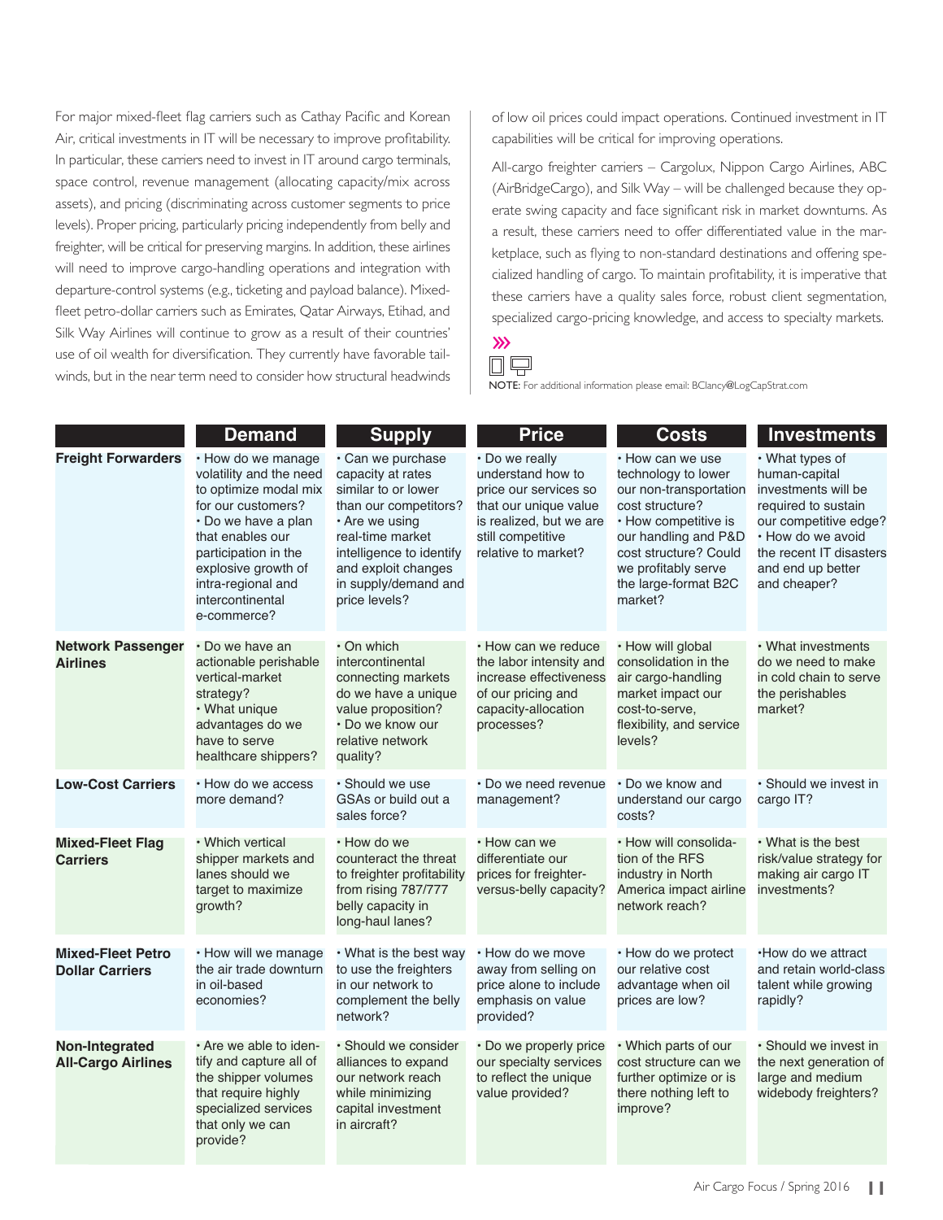For major mixed-fleet flag carriers such as Cathay Pacific and Korean Air, critical investments in IT will be necessary to improve profitability. In particular, these carriers need to invest in IT around cargo terminals, space control, revenue management (allocating capacity/mix across assets), and pricing (discriminating across customer segments to price levels). Proper pricing, particularly pricing independently from belly and freighter, will be critical for preserving margins. In addition, these airlines will need to improve cargo-handling operations and integration with departure-control systems (e.g., ticketing and payload balance). Mixed-fleet petro-dollar carriers such as Emirates, Qatar Airways, Etihad, and Silk Way Airlines will continue to grow as a result of their countries' use of oil wealth for diversification. They currently have favorable tailwinds, but in the near term need to consider how structural headwinds of low oil prices could impact operations. Continued investment in IT capabilities will be critical for improving operations.

All-cargo freighter carriers – Cargolux, Nippon Cargo Airlines, ABC (AirBridgeCargo), and Silk Way – will be challenged because they operate swing capacity and face significant risk in market downturns. As a result, these carriers need to offer differentiated value in the marketplace, such as flying to non-standard destinations and offering specialized handling of cargo. To maintain profitability, it is imperative that these carriers have a quality sales force, robust client segmentation, specialized cargo-pricing knowledge, and access to specialty markets.

NOTE: For additional information please email: BClancy@LogCapStrat.com

| | Demand | Supply | Price | Costs | Investments |
|---|---|---|---|---|---|
| **Freight Forwarders** | • How do we manage volatility and the need to optimize modal mix for our customers? • Do we have a plan that enables our participation in the explosive growth of intra-regional and intercontinental e-commerce? | • Can we purchase capacity at rates similar to or lower than our competitors? • Are we using real-time market intelligence to identify and exploit changes in supply/demand and price levels? | • Do we really understand how to price our services so that our unique value is realized, but we are still competitive relative to market? | • How can we use technology to lower our non-transportation cost structure? • How competitive is our handling and P&D cost structure? Could we profitably serve the large-format B2C market? | • What types of human-capital investments will be required to sustain our competitive edge? • How do we avoid the recent IT disasters and end up better and cheaper? |
| **Network Passenger Airlines** | • Do we have an actionable perishable vertical-market strategy? • What unique advantages do we have to serve healthcare shippers? | • On which intercontinental connecting markets do we have a unique value proposition? • Do we know our relative network quality? | • How can we reduce the labor intensity and increase effectiveness of our pricing and capacity-allocation processes? | • How will global consolidation in the air cargo-handling market impact our cost-to-serve, flexibility, and service levels? | • What investments do we need to make in cold chain to serve the perishables market? |
| **Low-Cost Carriers** | • How do we access more demand? | • Should we use GSAs or build out a sales force? | • Do we need revenue management? | • Do we know and understand our cargo costs? | • Should we invest in cargo IT? |
| **Mixed-Fleet Flag Carriers** | • Which vertical shipper markets and lanes should we target to maximize growth? | • How do we counteract the threat to freighter profitability from rising 787/777 belly capacity in long-haul lanes? | • How can we differentiate our prices for freighter- versus-belly capacity? | • How will consolidation of the RFS industry in North America impact airline network reach? | • What is the best risk/value strategy for making air cargo IT investments? |
| **Mixed-Fleet Petro Dollar Carriers** | • How will we manage the air trade downturn in oil-based economies? | • What is the best way to use the freighters in our network to complement the belly network? | • How do we move away from selling on price alone to include emphasis on value provided? | • How do we protect our relative cost advantage when oil prices are low? | •How do we attract and retain world-class talent while growing rapidly? |
| **Non-Integrated All-Cargo Airlines** | • Are we able to identify and capture all of the shipper volumes that require highly specialized services that only we can provide? | • Should we consider alliances to expand our network reach while minimizing capital investment in aircraft? | • Do we properly price our specialty services to reflect the unique value provided? | • Which parts of our cost structure can we further optimize or is there nothing left to improve? | • Should we invest in the next generation of large and medium widebody freighters? |